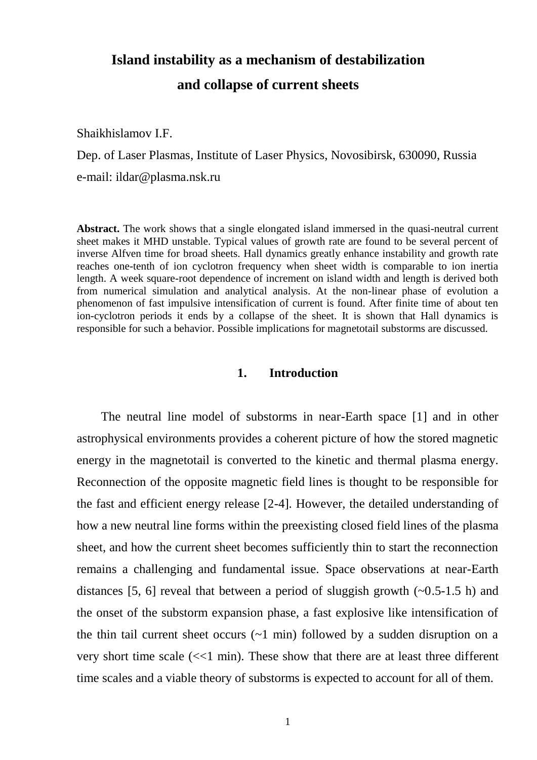# Island instability as a mechanism of destabilization and collapse of current sheets

Shaikhislamov I.F.

Dep. of Laser Plasmas, Institute of Laser Physics, Novosibirsk, 630090, Russia

e-mail: ildar@plasma.nsk.ru

**Abstract.** The work shows that a single elongated island immersed in the quasi-neutral current sheet makes it MHD unstable. Typical values of growth rate are found to be several percent of inverse Alfven time for broad sheets. Hall dynamics greatly enhance instability and growth rate reaches one-tenth of ion cyclotron frequency when sheet width is comparable to ion inertia length. A week square-root dependence of increment on island width and length is derived both from numerical simulation and analytical analysis. At the non-linear phase of evolution a phenomenon of fast impulsive intensification of current is found. After finite time of about ten ion-cyclotron periods it ends by a collapse of the sheet. It is shown that Hall dynamics is responsible for such a behavior. Possible implications for magnetotail substorms are discussed.

## 1. Introduction

The neutral line model of substorms in near-Earth space [1] and in other astrophysical environments provides a coherent picture of how the stored magnetic energy in the magnetotail is converted to the kinetic and thermal plasma energy. Reconnection of the opposite magnetic field lines is thought to be responsible for the fast and efficient energy release [2-4]. However, the detailed understanding of how a new neutral line forms within the preexisting closed field lines of the plasma sheet, and how the current sheet becomes sufficiently thin to start the reconnection remains a challenging and fundamental issue. Space observations at near-Earth distances [5, 6] reveal that between a period of sluggish growth (~0.5-1.5 h) and the onset of the substorm expansion phase, a fast explosive like intensification of the thin tail current sheet occurs (~1 min) followed by a sudden disruption on a very short time scale (<<1 min). These show that there are at least three different time scales and a viable theory of substorms is expected to account for all of them.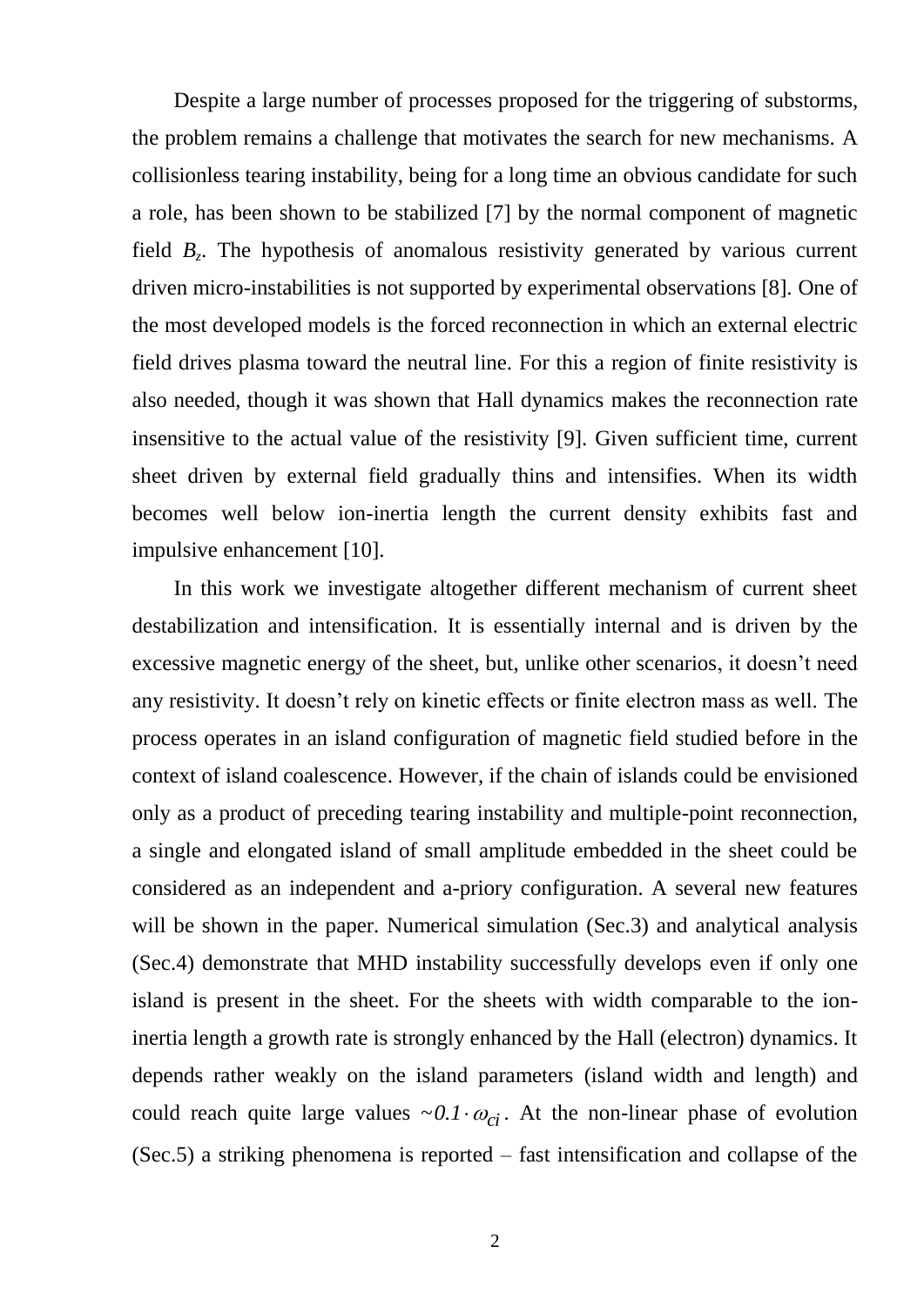Despite a large number of processes proposed for the triggering of substorms, the problem remains a challenge that motivates the search for new mechanisms. A collisionless tearing instability, being for a long time an obvious candidate for such a role, has been shown to be stabilized [7] by the normal component of magnetic field $B_z$. The hypothesis of anomalous resistivity generated by various current driven micro-instabilities is not supported by experimental observations [8]. One of the most developed models is the forced reconnection in which an external electric field drives plasma toward the neutral line. For this a region of finite resistivity is also needed, though it was shown that Hall dynamics makes the reconnection rate insensitive to the actual value of the resistivity [9]. Given sufficient time, current sheet driven by external field gradually thins and intensifies. When its width becomes well below ion-inertia length the current density exhibits fast and impulsive enhancement [10].

In this work we investigate altogether different mechanism of current sheet destabilization and intensification. It is essentially internal and is driven by the excessive magnetic energy of the sheet, but, unlike other scenarios, it doesn't need any resistivity. It doesn't rely on kinetic effects or finite electron mass as well. The process operates in an island configuration of magnetic field studied before in the context of island coalescence. However, if the chain of islands could be envisioned only as a product of preceding tearing instability and multiple-point reconnection, a single and elongated island of small amplitude embedded in the sheet could be considered as an independent and a-priory configuration. A several new features will be shown in the paper. Numerical simulation (Sec.3) and analytical analysis (Sec.4) demonstrate that MHD instability successfully develops even if only one island is present in the sheet. For the sheets with width comparable to the ion-inertia length a growth rate is strongly enhanced by the Hall (electron) dynamics. It depends rather weakly on the island parameters (island width and length) and could reach quite large values $\sim 0.1 \cdot \omega_{ci}$. At the non-linear phase of evolution (Sec.5) a striking phenomena is reported – fast intensification and collapse of the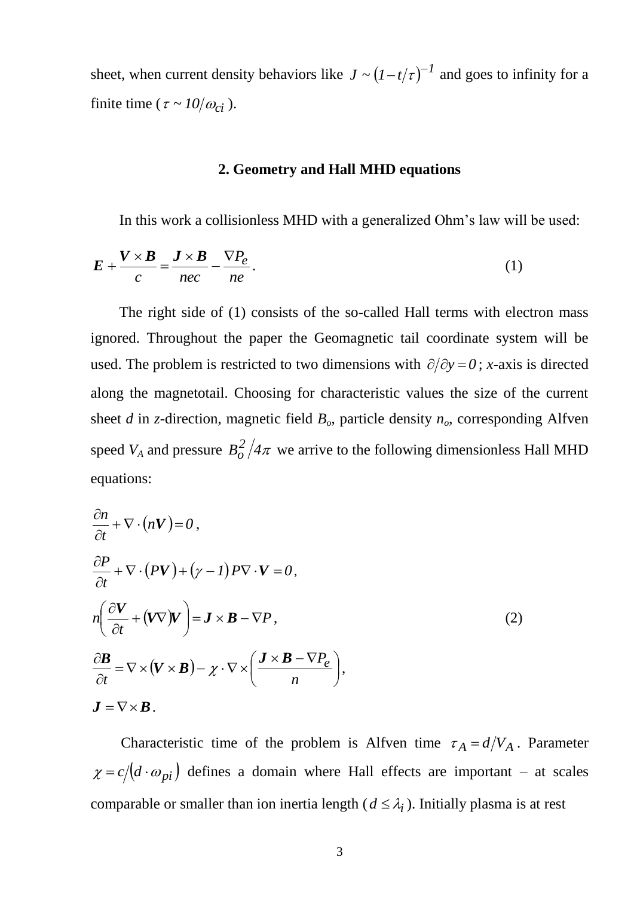sheet, when current density behaviors like $J \sim (1 - t/\tau)^{-1}$ and goes to infinity for a finite time ($\tau \sim 10/\omega_{ci}$).

## 2. Geometry and Hall MHD equations

In this work a collisionless MHD with a generalized Ohm's law will be used:

$$\boldsymbol{E} + \frac{\boldsymbol{V} \times \boldsymbol{B}}{c} = \frac{\boldsymbol{J} \times \boldsymbol{B}}{nec} - \frac{\nabla P_e}{ne}. \tag{1}$$

The right side of (1) consists of the so-called Hall terms with electron mass ignored. Throughout the paper the Geomagnetic tail coordinate system will be used. The problem is restricted to two dimensions with $\partial/\partial y = 0$; *x*-axis is directed along the magnetotail. Choosing for characteristic values the size of the current sheet *d* in *z*-direction, magnetic field $B_o$, particle density $n_o$, corresponding Alfven speed $V_A$ and pressure $B_o^2/4\pi$ we arrive to the following dimensionless Hall MHD equations:

$$
\begin{aligned}
&\frac{\partial n}{\partial t} + \nabla \cdot (n\boldsymbol{V}) = 0, \\
&\frac{\partial P}{\partial t} + \nabla \cdot (P\boldsymbol{V}) + (\gamma - 1) P \nabla \cdot \boldsymbol{V} = 0, \\
&n\left(\frac{\partial \boldsymbol{V}}{\partial t} + (\boldsymbol{V}\nabla)\boldsymbol{V}\right) = \boldsymbol{J} \times \boldsymbol{B} - \nabla P, \\
&\frac{\partial \boldsymbol{B}}{\partial t} = \nabla \times (\boldsymbol{V} \times \boldsymbol{B}) - \chi \cdot \nabla \times \left(\frac{\boldsymbol{J} \times \boldsymbol{B} - \nabla P_e}{n}\right), \\
&\boldsymbol{J} = \nabla \times \boldsymbol{B}.
\end{aligned}
\tag{2}
$$

Characteristic time of the problem is Alfven time $\tau_A = d/V_A$. Parameter $\chi = c/(d \cdot \omega_{pi})$ defines a domain where Hall effects are important – at scales comparable or smaller than ion inertia length ($d \le \lambda_i$). Initially plasma is at rest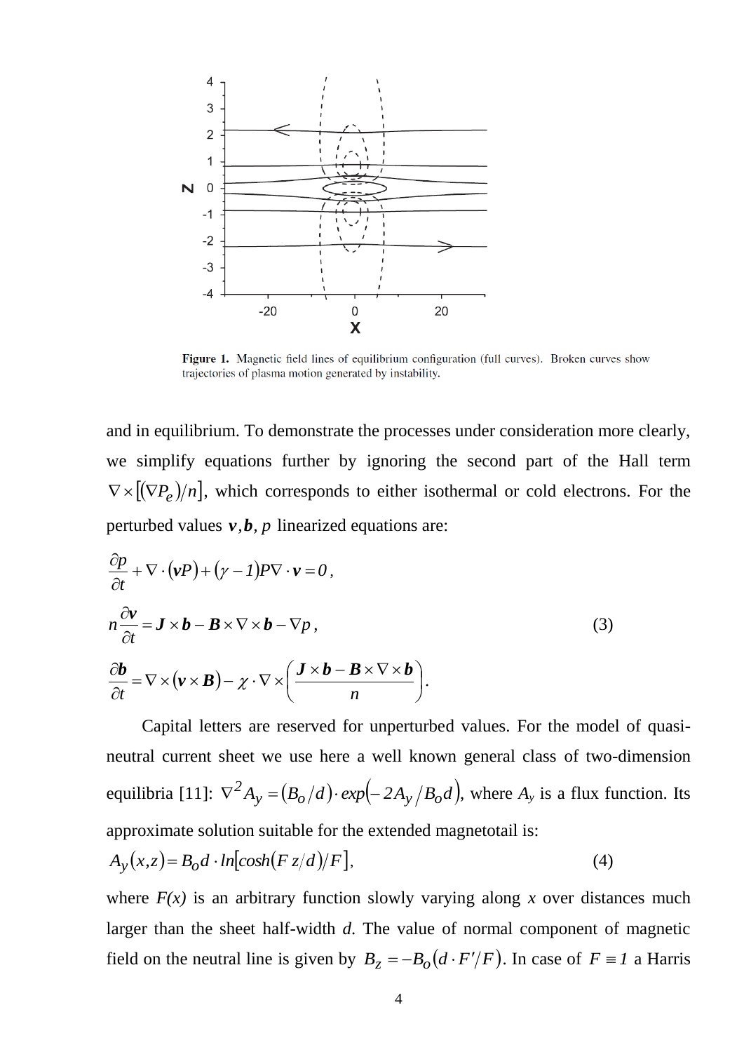Figure 1. Magnetic field lines of equilibrium configuration (full curves). Broken curves show trajectories of plasma motion generated by instability.

and in equilibrium. To demonstrate the processes under consideration more clearly, we simplify equations further by ignoring the second part of the Hall term $\nabla\times\left[(\nabla P_e)/n\right]$, which corresponds to either isothermal or cold electrons. For the perturbed values $\boldsymbol{v}, \boldsymbol{b}, p$ linearized equations are:

$$
\begin{aligned}
&\frac{\partial p}{\partial t}+\nabla\cdot(\boldsymbol{v}P)+(\gamma-1)P\nabla\cdot\boldsymbol{v}=0\,,\\
&n\frac{\partial \boldsymbol{v}}{\partial t}=\boldsymbol{J}\times\boldsymbol{b}-\boldsymbol{B}\times\nabla\times\boldsymbol{b}-\nabla p\,,\\
&\frac{\partial \boldsymbol{b}}{\partial t}=\nabla\times(\boldsymbol{v}\times\boldsymbol{B})-\chi\cdot\nabla\times\left(\frac{\boldsymbol{J}\times\boldsymbol{b}-\boldsymbol{B}\times\nabla\times\boldsymbol{b}}{n}\right).
\end{aligned}
\tag{3}
$$

Capital letters are reserved for unperturbed values. For the model of quasi-neutral current sheet we use here a well known general class of two-dimension equilibria [11]: $\nabla^2 A_y=(B_o/d)\cdot exp\left(-2A_y/B_o d\right)$, where $A_y$ is a flux function. Its approximate solution suitable for the extended magnetotail is:

$$
A_y(x,z)=B_o d\cdot ln\left[cosh(F\,z/d)/F\right],
\tag{4}
$$

where $F(x)$ is an arbitrary function slowly varying along $x$ over distances much larger than the sheet half-width $d$. The value of normal component of magnetic field on the neutral line is given by $B_z=-B_o\left(d\cdot F'/F\right)$. In case of $F\equiv 1$ a Harris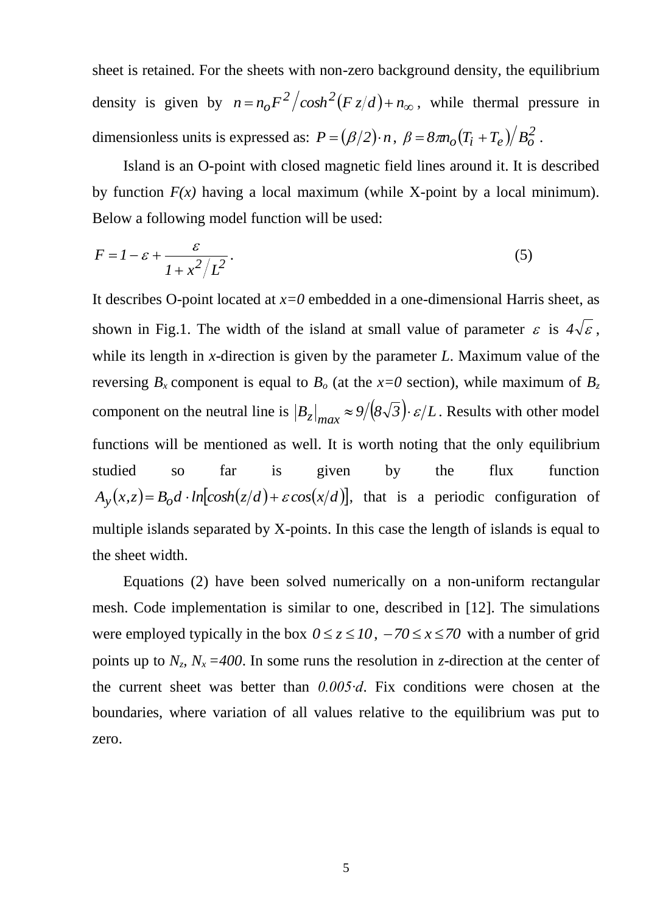sheet is retained. For the sheets with non-zero background density, the equilibrium density is given by $n = n_o F^2 / cosh^2(F z/d) + n_\infty$, while thermal pressure in dimensionless units is expressed as: $P = (\beta/2)\cdot n$, $\beta = 8\pi n_o (T_i + T_e)/B_o^2$.

Island is an O-point with closed magnetic field lines around it. It is described by function *F(x)* having a local maximum (while X-point by a local minimum). Below a following model function will be used:

$$F = 1 - \varepsilon + \frac{\varepsilon}{1 + x^2/L^2}. \qquad (5)$$

It describes O-point located at $x=0$ embedded in a one-dimensional Harris sheet, as shown in Fig.1. The width of the island at small value of parameter $\varepsilon$ is $4\sqrt{\varepsilon}$, while its length in *x*-direction is given by the parameter *L*. Maximum value of the reversing $B_x$ component is equal to $B_o$ (at the $x=0$ section), while maximum of $B_z$ component on the neutral line is $|B_z|_{max} \approx 9/(8\sqrt{3})\cdot \varepsilon/L$. Results with other model functions will be mentioned as well. It is worth noting that the only equilibrium studied so far is given by the flux function $A_y(x,z) = B_o d \cdot ln[cosh(z/d) + \varepsilon\, cos(x/d)]$, that is a periodic configuration of multiple islands separated by X-points. In this case the length of islands is equal to the sheet width.

Equations (2) have been solved numerically on a non-uniform rectangular mesh. Code implementation is similar to one, described in [12]. The simulations were employed typically in the box $0 \le z \le 10$, $-70 \le x \le 70$ with a number of grid points up to $N_z$, $N_x = 400$. In some runs the resolution in *z*-direction at the center of the current sheet was better than $0.005 \cdot d$. Fix conditions were chosen at the boundaries, where variation of all values relative to the equilibrium was put to zero.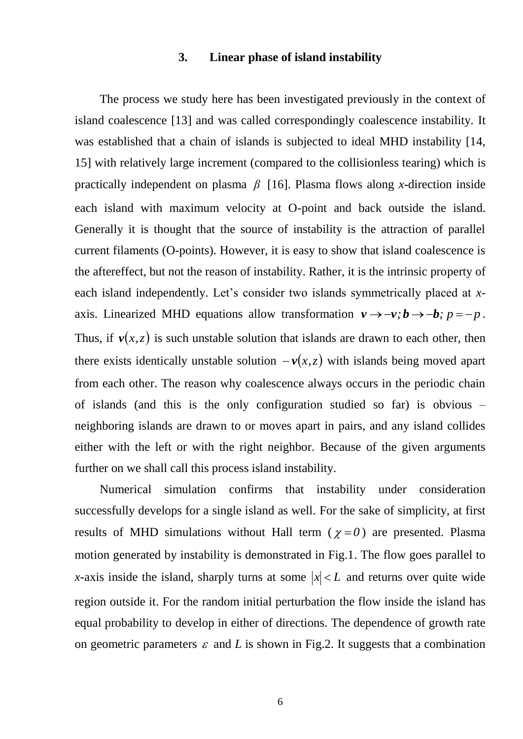## 3. Linear phase of island instability

The process we study here has been investigated previously in the context of island coalescence [13] and was called correspondingly coalescence instability. It was established that a chain of islands is subjected to ideal MHD instability [14, 15] with relatively large increment (compared to the collisionless tearing) which is practically independent on plasma $\beta$ [16]. Plasma flows along *x*-direction inside each island with maximum velocity at O-point and back outside the island. Generally it is thought that the source of instability is the attraction of parallel current filaments (O-points). However, it is easy to show that island coalescence is the aftereffect, but not the reason of instability. Rather, it is the intrinsic property of each island independently. Let's consider two islands symmetrically placed at *x*-axis. Linearized MHD equations allow transformation $\boldsymbol{v} \to -\boldsymbol{v}; \boldsymbol{b} \to -\boldsymbol{b}; p = -p$. Thus, if $\boldsymbol{v}(x,z)$ is such unstable solution that islands are drawn to each other, then there exists identically unstable solution $-\boldsymbol{v}(x,z)$ with islands being moved apart from each other. The reason why coalescence always occurs in the periodic chain of islands (and this is the only configuration studied so far) is obvious – neighboring islands are drawn to or moves apart in pairs, and any island collides either with the left or with the right neighbor. Because of the given arguments further on we shall call this process island instability.

Numerical simulation confirms that instability under consideration successfully develops for a single island as well. For the sake of simplicity, at first results of MHD simulations without Hall term ($\chi = 0$) are presented. Plasma motion generated by instability is demonstrated in Fig.1. The flow goes parallel to *x*-axis inside the island, sharply turns at some $|x| < L$ and returns over quite wide region outside it. For the random initial perturbation the flow inside the island has equal probability to develop in either of directions. The dependence of growth rate on geometric parameters $\varepsilon$ and *L* is shown in Fig.2. It suggests that a combination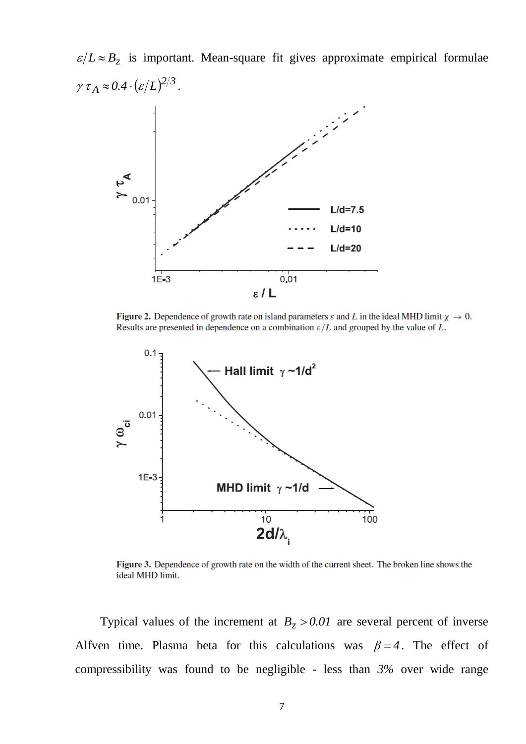$\varepsilon/L \approx B_Z$ is important. Mean-square fit gives approximate empirical formulae $\gamma\,\tau_A \approx 0.4 \cdot (\varepsilon/L)^{2/3}$.

**Figure 2.** Dependence of growth rate on island parameters $\varepsilon$ and $L$ in the ideal MHD limit $\chi \to 0$. Results are presented in dependence on a combination $\varepsilon/L$ and grouped by the value of $L$.

**Figure 3.** Dependence of growth rate on the width of the current sheet. The broken line shows the ideal MHD limit.

Typical values of the increment at $B_Z > 0.01$ are several percent of inverse Alfven time. Plasma beta for this calculations was $\beta = 4$. The effect of compressibility was found to be negligible - less than $3\%$ over wide range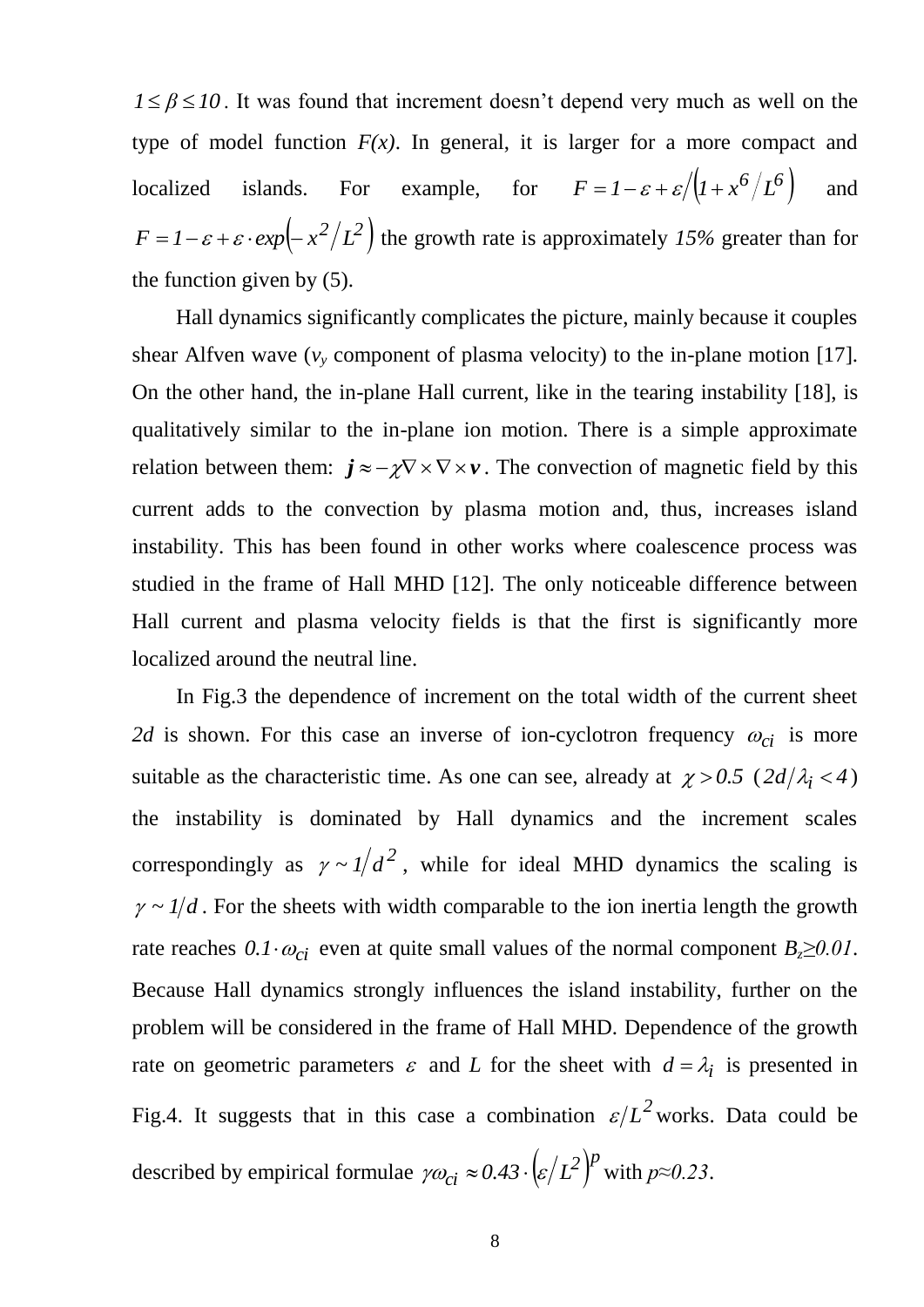$1 \le \beta \le 10$. It was found that increment doesn't depend very much as well on the type of model function *F(x)*. In general, it is larger for a more compact and localized islands. For example, for $F = 1 - \varepsilon + \varepsilon / \left(1 + x^6 / L^6\right)$ and $F = 1 - \varepsilon + \varepsilon \cdot exp\left(-x^2 / L^2\right)$ the growth rate is approximately *15%* greater than for the function given by (5).

Hall dynamics significantly complicates the picture, mainly because it couples shear Alfven wave ($v_y$ component of plasma velocity) to the in-plane motion [17]. On the other hand, the in-plane Hall current, like in the tearing instability [18], is qualitatively similar to the in-plane ion motion. There is a simple approximate relation between them: $\boldsymbol{j} \approx -\chi \nabla \times \nabla \times \boldsymbol{v}$. The convection of magnetic field by this current adds to the convection by plasma motion and, thus, increases island instability. This has been found in other works where coalescence process was studied in the frame of Hall MHD [12]. The only noticeable difference between Hall current and plasma velocity fields is that the first is significantly more localized around the neutral line.

In Fig.3 the dependence of increment on the total width of the current sheet *2d* is shown. For this case an inverse of ion-cyclotron frequency $\omega_{ci}$ is more suitable as the characteristic time. As one can see, already at $\chi > 0.5$ ($2d/\lambda_i < 4$) the instability is dominated by Hall dynamics and the increment scales correspondingly as $\gamma \sim 1/d^2$, while for ideal MHD dynamics the scaling is $\gamma \sim 1/d$. For the sheets with width comparable to the ion inertia length the growth rate reaches $0.1 \cdot \omega_{ci}$ even at quite small values of the normal component $B_z \geq 0.01$. Because Hall dynamics strongly influences the island instability, further on the problem will be considered in the frame of Hall MHD. Dependence of the growth rate on geometric parameters $\varepsilon$ and *L* for the sheet with $d = \lambda_i$ is presented in Fig.4. It suggests that in this case a combination $\varepsilon / L^2$ works. Data could be described by empirical formulae $\gamma \omega_{ci} \approx 0.43 \cdot \left(\varepsilon / L^2\right)^p$ with $p \approx 0.23$.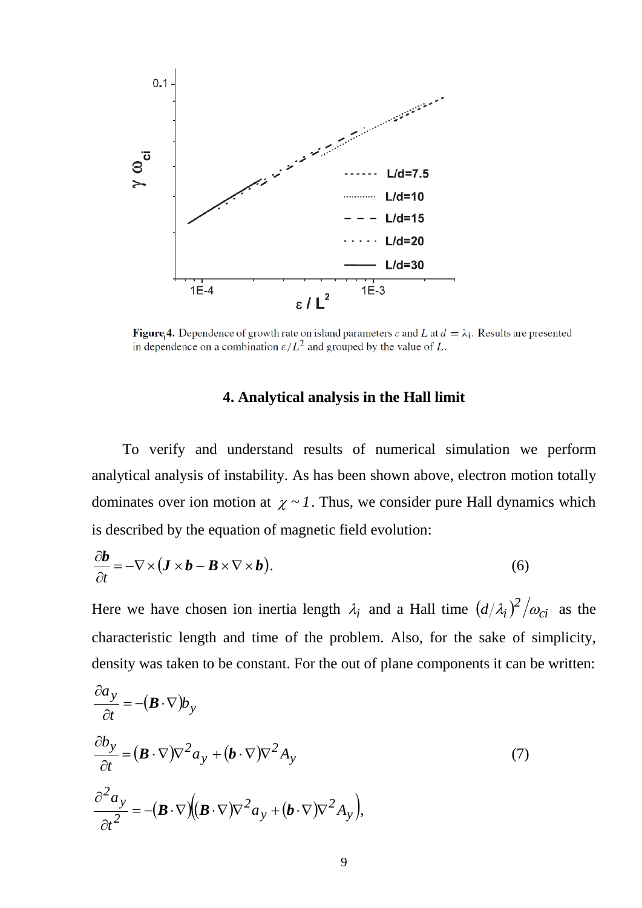**Figure 4.** Dependence of growth rate on island parameters $\varepsilon$ and $L$ at $d = \lambda_i$. Results are presented in dependence on a combination $\varepsilon/L^2$ and grouped by the value of $L$.

## 4. Analytical analysis in the Hall limit

To verify and understand results of numerical simulation we perform analytical analysis of instability. As has been shown above, electron motion totally dominates over ion motion at $\chi \sim 1$. Thus, we consider pure Hall dynamics which is described by the equation of magnetic field evolution:

$$\frac{\partial \boldsymbol{b}}{\partial t} = -\nabla \times (\boldsymbol{J} \times \boldsymbol{b} - \boldsymbol{B} \times \nabla \times \boldsymbol{b}). \tag{6}$$

Here we have chosen ion inertia length $\lambda_i$ and a Hall time $(d/\lambda_i)^2/\omega_{ci}$ as the characteristic length and time of the problem. Also, for the sake of simplicity, density was taken to be constant. For the out of plane components it can be written:

$$\frac{\partial a_y}{\partial t} = -(\boldsymbol{B} \cdot \nabla) b_y$$

$$\frac{\partial b_y}{\partial t} = (\boldsymbol{B} \cdot \nabla)\nabla^2 a_y + (\boldsymbol{b} \cdot \nabla)\nabla^2 A_y \tag{7}$$

$$\frac{\partial^2 a_y}{\partial t^2} = -(\boldsymbol{B} \cdot \nabla)\left((\boldsymbol{B} \cdot \nabla)\nabla^2 a_y + (\boldsymbol{b} \cdot \nabla)\nabla^2 A_y\right),$$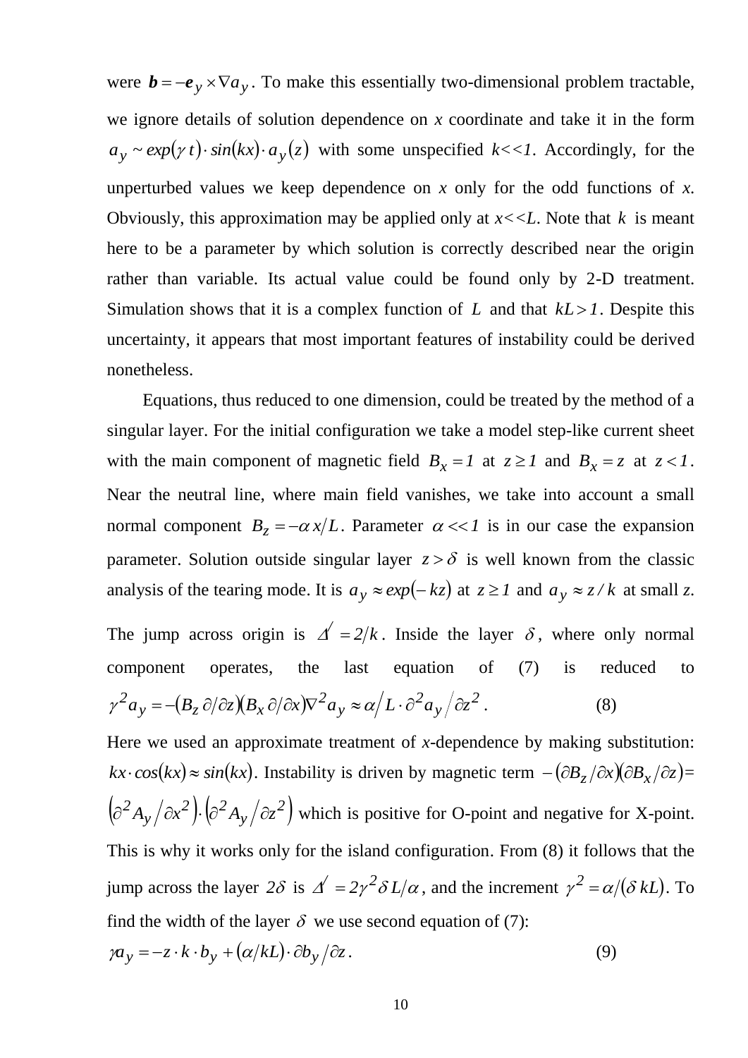were $\boldsymbol{b} = -\boldsymbol{e}_y \times \nabla a_y$. To make this essentially two-dimensional problem tractable, we ignore details of solution dependence on $x$ coordinate and take it in the form $a_y \sim exp(\gamma\, t) \cdot sin(kx) \cdot a_y(z)$ with some unspecified $k<<1$. Accordingly, for the unperturbed values we keep dependence on $x$ only for the odd functions of $x$. Obviously, this approximation may be applied only at $x<<L$. Note that $k$ is meant here to be a parameter by which solution is correctly described near the origin rather than variable. Its actual value could be found only by 2-D treatment. Simulation shows that it is a complex function of $L$ and that $kL > 1$. Despite this uncertainty, it appears that most important features of instability could be derived nonetheless.

Equations, thus reduced to one dimension, could be treated by the method of a singular layer. For the initial configuration we take a model step-like current sheet with the main component of magnetic field $B_x = 1$ at $z \geq 1$ and $B_x = z$ at $z < 1$. Near the neutral line, where main field vanishes, we take into account a small normal component $B_z = -\alpha\, x/L$. Parameter $\alpha << 1$ is in our case the expansion parameter. Solution outside singular layer $z > \delta$ is well known from the classic analysis of the tearing mode. It is $a_y \approx exp(-kz)$ at $z \geq 1$ and $a_y \approx z / k$ at small $z$. The jump across origin is $\Delta' = 2/k$. Inside the layer $\delta$, where only normal component operates, the last equation of (7) is reduced to

$$\gamma^2 a_y = -(B_z\, \partial/\partial z)(B_x\, \partial/\partial x)\nabla^2 a_y \approx \alpha/L \cdot \partial^2 a_y / \partial z^2 . \qquad (8)$$

Here we used an approximate treatment of $x$-dependence by making substitution: $kx \cdot cos(kx) \approx sin(kx)$. Instability is driven by magnetic term $-(\partial B_z/\partial x)(\partial B_x/\partial z) = \left(\partial^2 A_y/\partial x^2\right) \cdot \left(\partial^2 A_y/\partial z^2\right)$ which is positive for O-point and negative for X-point. This is why it works only for the island configuration. From (8) it follows that the jump across the layer $2\delta$ is $\Delta' = 2\gamma^2 \delta\, L/\alpha$, and the increment $\gamma^2 = \alpha/(\delta\, kL)$. To find the width of the layer $\delta$ we use second equation of (7):

$$\gamma a_y = -z \cdot k \cdot b_y + (\alpha/kL) \cdot \partial b_y / \partial z . \qquad (9)$$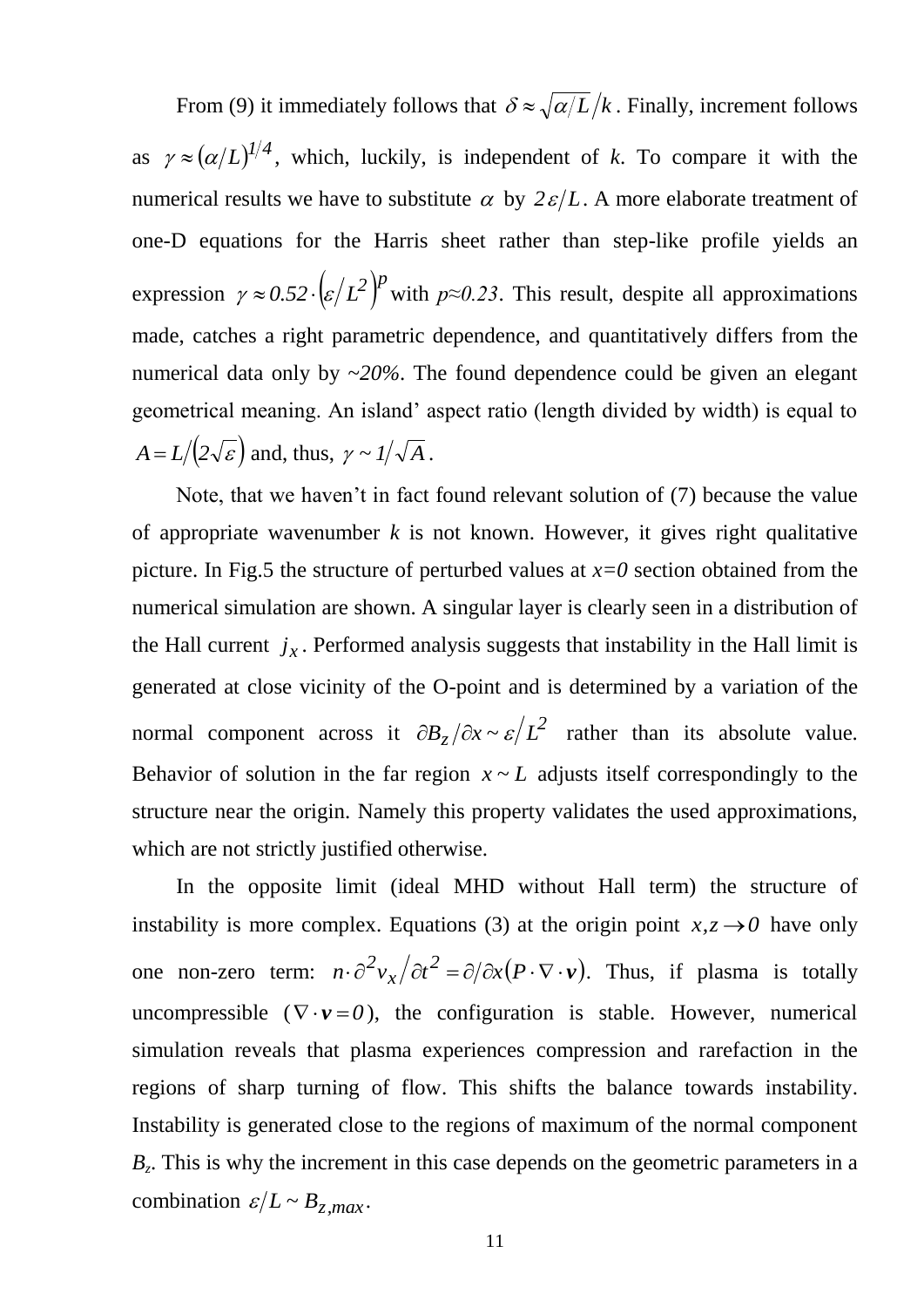From (9) it immediately follows that $\delta \approx \sqrt{\alpha/L}/k$. Finally, increment follows as $\gamma \approx (\alpha/L)^{1/4}$, which, luckily, is independent of *k*. To compare it with the numerical results we have to substitute $\alpha$ by $2\varepsilon/L$. A more elaborate treatment of one-D equations for the Harris sheet rather than step-like profile yields an expression $\gamma \approx 0.52 \cdot \left(\varepsilon/L^2\right)^p$ with $p \approx 0.23$. This result, despite all approximations made, catches a right parametric dependence, and quantitatively differs from the numerical data only by $\sim 20\%$. The found dependence could be given an elegant geometrical meaning. An island' aspect ratio (length divided by width) is equal to $A = L/\left(2\sqrt{\varepsilon}\right)$ and, thus, $\gamma \sim 1/\sqrt{A}$.

Note, that we haven't in fact found relevant solution of (7) because the value of appropriate wavenumber *k* is not known. However, it gives right qualitative picture. In Fig.5 the structure of perturbed values at $x=0$ section obtained from the numerical simulation are shown. A singular layer is clearly seen in a distribution of the Hall current $j_x$. Performed analysis suggests that instability in the Hall limit is generated at close vicinity of the O-point and is determined by a variation of the normal component across it $\partial B_z/\partial x \sim \varepsilon/L^2$ rather than its absolute value. Behavior of solution in the far region $x \sim L$ adjusts itself correspondingly to the structure near the origin. Namely this property validates the used approximations, which are not strictly justified otherwise.

In the opposite limit (ideal MHD without Hall term) the structure of instability is more complex. Equations (3) at the origin point $x,z \to 0$ have only one non-zero term: $n \cdot \partial^2 v_x/\partial t^2 = \partial/\partial x\left(P \cdot \nabla \cdot \boldsymbol{v}\right)$. Thus, if plasma is totally uncompressible ($\nabla \cdot \boldsymbol{v} = 0$), the configuration is stable. However, numerical simulation reveals that plasma experiences compression and rarefaction in the regions of sharp turning of flow. This shifts the balance towards instability. Instability is generated close to the regions of maximum of the normal component $B_z$. This is why the increment in this case depends on the geometric parameters in a combination $\varepsilon/L \sim B_{z,max}$.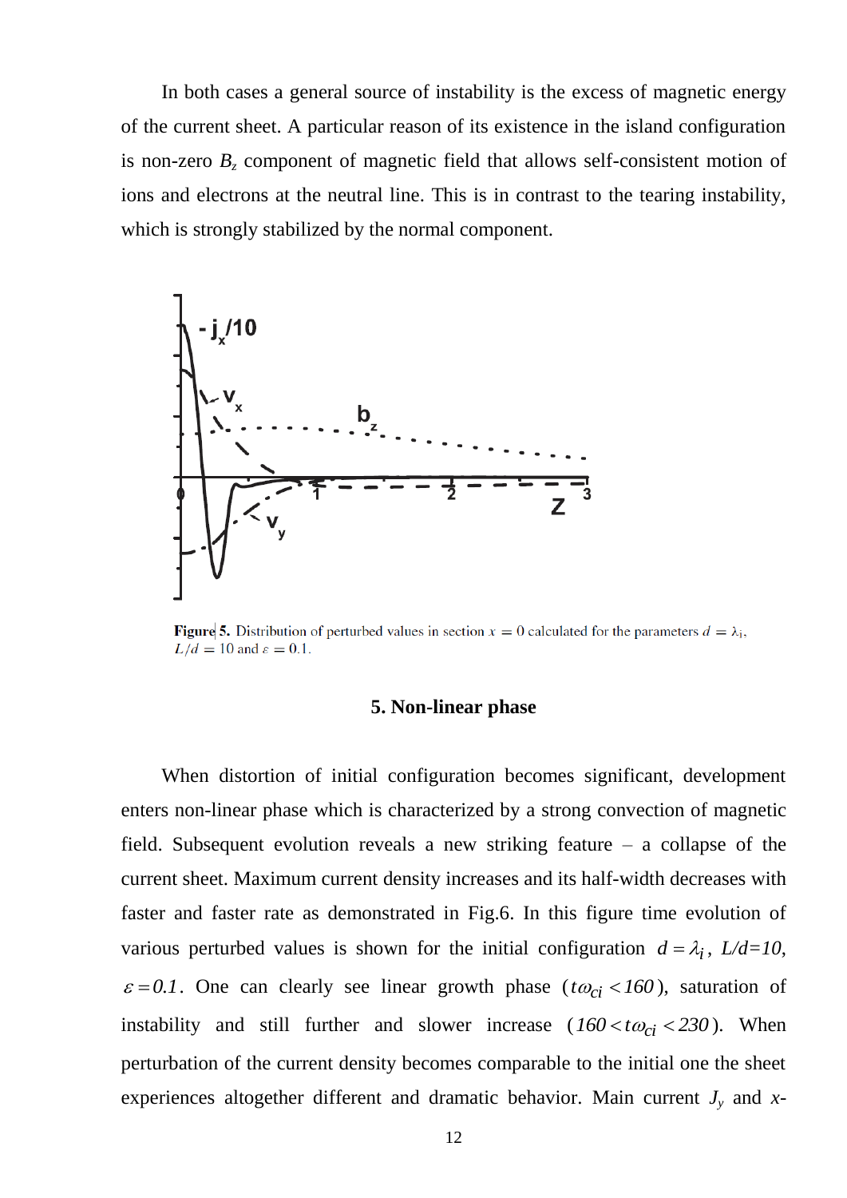In both cases a general source of instability is the excess of magnetic energy of the current sheet. A particular reason of its existence in the island configuration is non-zero $B_z$ component of magnetic field that allows self-consistent motion of ions and electrons at the neutral line. This is in contrast to the tearing instability, which is strongly stabilized by the normal component.

**Figure 5.** Distribution of perturbed values in section $x = 0$ calculated for the parameters $d = \lambda_i$, $L/d = 10$ and $\varepsilon = 0.1$.

## 5. Non-linear phase

When distortion of initial configuration becomes significant, development enters non-linear phase which is characterized by a strong convection of magnetic field. Subsequent evolution reveals a new striking feature – a collapse of the current sheet. Maximum current density increases and its half-width decreases with faster and faster rate as demonstrated in Fig.6. In this figure time evolution of various perturbed values is shown for the initial configuration $d = \lambda_i$, $L/d=10$, $\varepsilon = 0.1$. One can clearly see linear growth phase ($t\omega_{ci} < 160$), saturation of instability and still further and slower increase ($160 < t\omega_{ci} < 230$). When perturbation of the current density becomes comparable to the initial one the sheet experiences altogether different and dramatic behavior. Main current $J_y$ and $x$-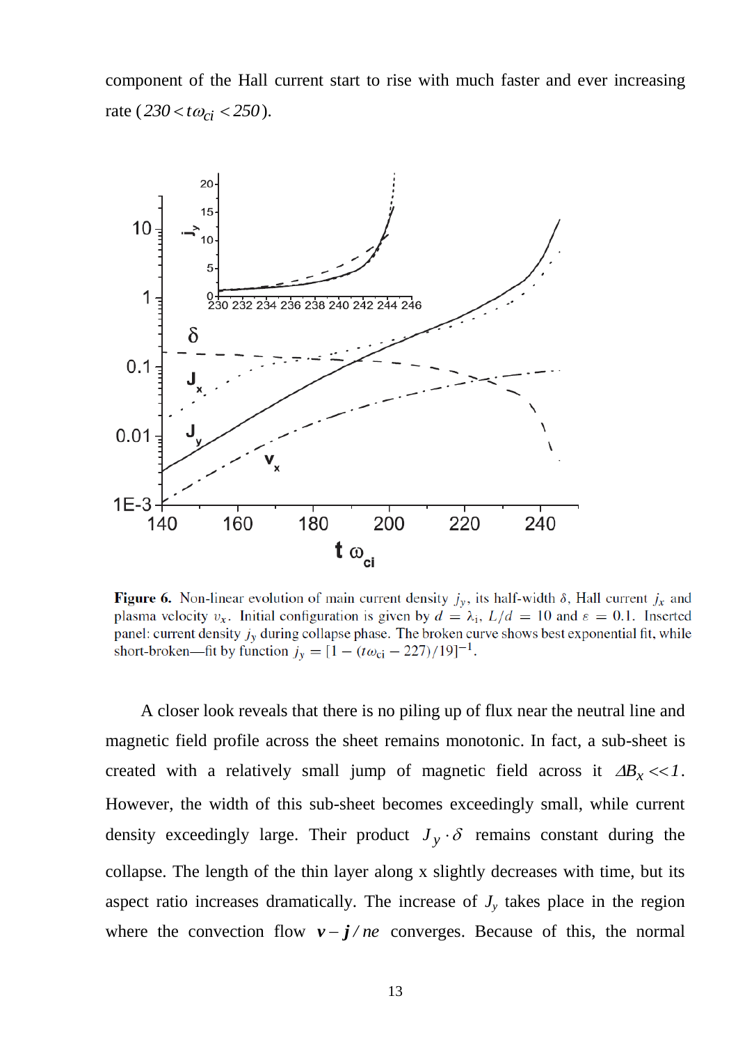component of the Hall current start to rise with much faster and ever increasing rate ($230 < t\omega_{ci} < 250$).

**Figure 6.** Non-linear evolution of main current density $j_y$, its half-width $\delta$, Hall current $j_x$ and plasma velocity $v_x$. Initial configuration is given by $d = \lambda_i$, $L/d = 10$ and $\varepsilon = 0.1$. Inserted panel: current density $j_y$ during collapse phase. The broken curve shows best exponential fit, while short-broken—fit by function $j_y = [1 - (t\omega_{ci} - 227)/19]^{-1}$.

A closer look reveals that there is no piling up of flux near the neutral line and magnetic field profile across the sheet remains monotonic. In fact, a sub-sheet is created with a relatively small jump of magnetic field across it $\Delta B_x << 1$. However, the width of this sub-sheet becomes exceedingly small, while current density exceedingly large. Their product $J_y \cdot \delta$ remains constant during the collapse. The length of the thin layer along x slightly decreases with time, but its aspect ratio increases dramatically. The increase of $J_y$ takes place in the region where the convection flow $\boldsymbol{v} - \boldsymbol{j}/ne$ converges. Because of this, the normal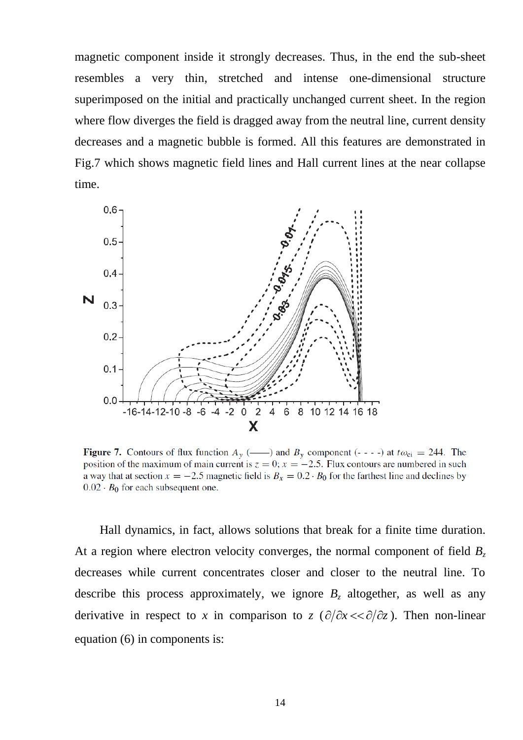magnetic component inside it strongly decreases. Thus, in the end the sub-sheet resembles a very thin, stretched and intense one-dimensional structure superimposed on the initial and practically unchanged current sheet. In the region where flow diverges the field is dragged away from the neutral line, current density decreases and a magnetic bubble is formed. All this features are demonstrated in Fig.7 which shows magnetic field lines and Hall current lines at the near collapse time.

**Figure 7.** Contours of flux function $A_y$ (——) and $B_y$ component (- - - -) at $t\omega_{ci} = 244$. The position of the maximum of main current is $z = 0$; $x = -2.5$. Flux contours are numbered in such a way that at section $x = -2.5$ magnetic field is $B_x = 0.2 \cdot B_0$ for the farthest line and declines by $0.02 \cdot B_0$ for each subsequent one.

Hall dynamics, in fact, allows solutions that break for a finite time duration. At a region where electron velocity converges, the normal component of field $B_z$ decreases while current concentrates closer and closer to the neutral line. To describe this process approximately, we ignore $B_z$ altogether, as well as any derivative in respect to $x$ in comparison to $z$ ($\partial/\partial x << \partial/\partial z$). Then non-linear equation (6) in components is: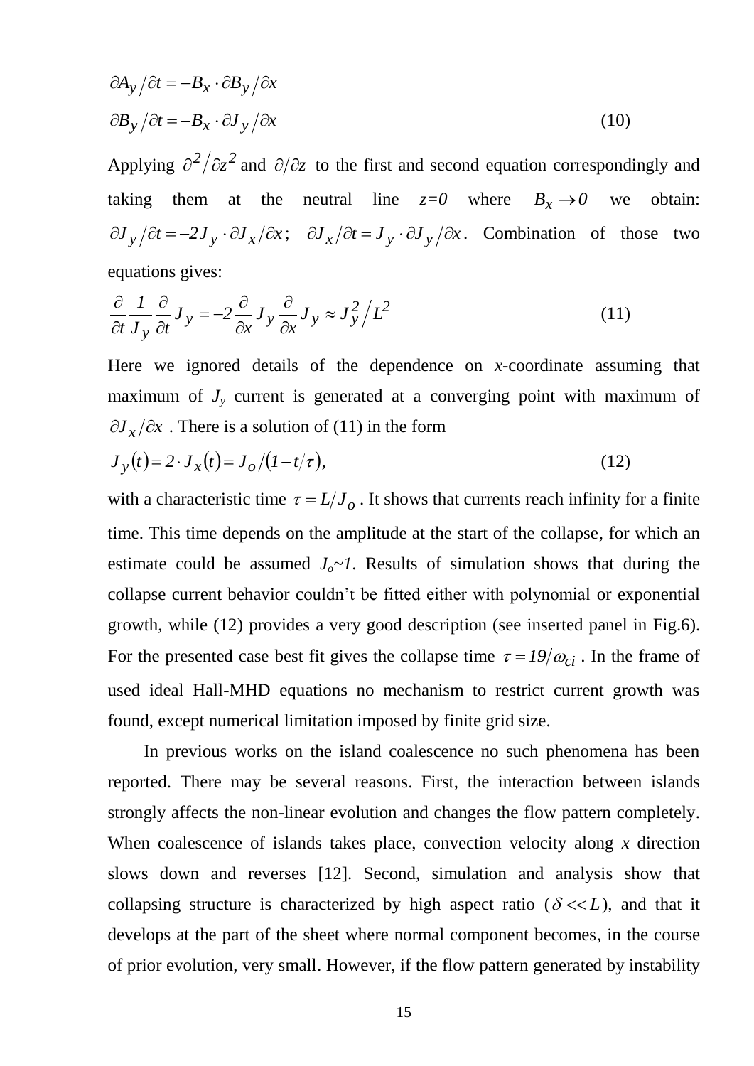$$\partial A_y / \partial t = -B_x \cdot \partial B_y / \partial x$$

$$\partial B_y / \partial t = -B_x \cdot \partial J_y / \partial x \tag{10}$$

Applying $\partial^2 / \partial z^2$ and $\partial / \partial z$ to the first and second equation correspondingly and taking them at the neutral line $z=0$ where $B_x \to 0$ we obtain: $\partial J_y / \partial t = -2 J_y \cdot \partial J_x / \partial x$; $\partial J_x / \partial t = J_y \cdot \partial J_y / \partial x$. Combination of those two equations gives:

$$\frac{\partial}{\partial t} \frac{1}{J_y} \frac{\partial}{\partial t} J_y = -2 \frac{\partial}{\partial x} J_y \frac{\partial}{\partial x} J_y \approx J_y^2 / L^2 \tag{11}$$

Here we ignored details of the dependence on *x*-coordinate assuming that maximum of $J_y$ current is generated at a converging point with maximum of $\partial J_x / \partial x$. There is a solution of (11) in the form

$$J_y(t) = 2 \cdot J_x(t) = J_o / (1 - t/\tau), \tag{12}$$

with a characteristic time $\tau = L / J_o$. It shows that currents reach infinity for a finite time. This time depends on the amplitude at the start of the collapse, for which an estimate could be assumed $J_o \sim 1$. Results of simulation shows that during the collapse current behavior couldn't be fitted either with polynomial or exponential growth, while (12) provides a very good description (see inserted panel in Fig.6). For the presented case best fit gives the collapse time $\tau = 19/\omega_{ci}$. In the frame of used ideal Hall-MHD equations no mechanism to restrict current growth was found, except numerical limitation imposed by finite grid size.

In previous works on the island coalescence no such phenomena has been reported. There may be several reasons. First, the interaction between islands strongly affects the non-linear evolution and changes the flow pattern completely. When coalescence of islands takes place, convection velocity along *x* direction slows down and reverses [12]. Second, simulation and analysis show that collapsing structure is characterized by high aspect ratio ($\delta << L$), and that it develops at the part of the sheet where normal component becomes, in the course of prior evolution, very small. However, if the flow pattern generated by instability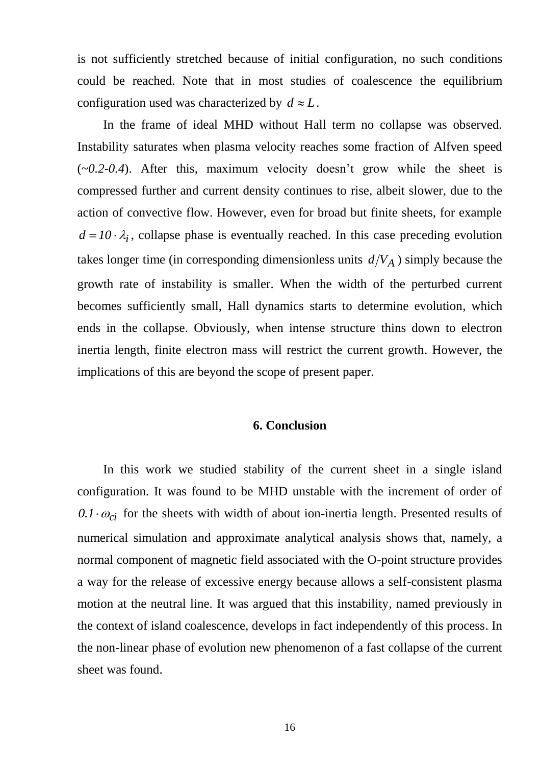is not sufficiently stretched because of initial configuration, no such conditions could be reached. Note that in most studies of coalescence the equilibrium configuration used was characterized by $d \approx L$.

In the frame of ideal MHD without Hall term no collapse was observed. Instability saturates when plasma velocity reaches some fraction of Alfven speed (*~0.2-0.4*). After this, maximum velocity doesn't grow while the sheet is compressed further and current density continues to rise, albeit slower, due to the action of convective flow. However, even for broad but finite sheets, for example $d = 10 \cdot \lambda_i$, collapse phase is eventually reached. In this case preceding evolution takes longer time (in corresponding dimensionless units $d/V_A$) simply because the growth rate of instability is smaller. When the width of the perturbed current becomes sufficiently small, Hall dynamics starts to determine evolution, which ends in the collapse. Obviously, when intense structure thins down to electron inertia length, finite electron mass will restrict the current growth. However, the implications of this are beyond the scope of present paper.

## 6. Conclusion

In this work we studied stability of the current sheet in a single island configuration. It was found to be MHD unstable with the increment of order of $0.1 \cdot \omega_{ci}$ for the sheets with width of about ion-inertia length. Presented results of numerical simulation and approximate analytical analysis shows that, namely, a normal component of magnetic field associated with the O-point structure provides a way for the release of excessive energy because allows a self-consistent plasma motion at the neutral line. It was argued that this instability, named previously in the context of island coalescence, develops in fact independently of this process. In the non-linear phase of evolution new phenomenon of a fast collapse of the current sheet was found.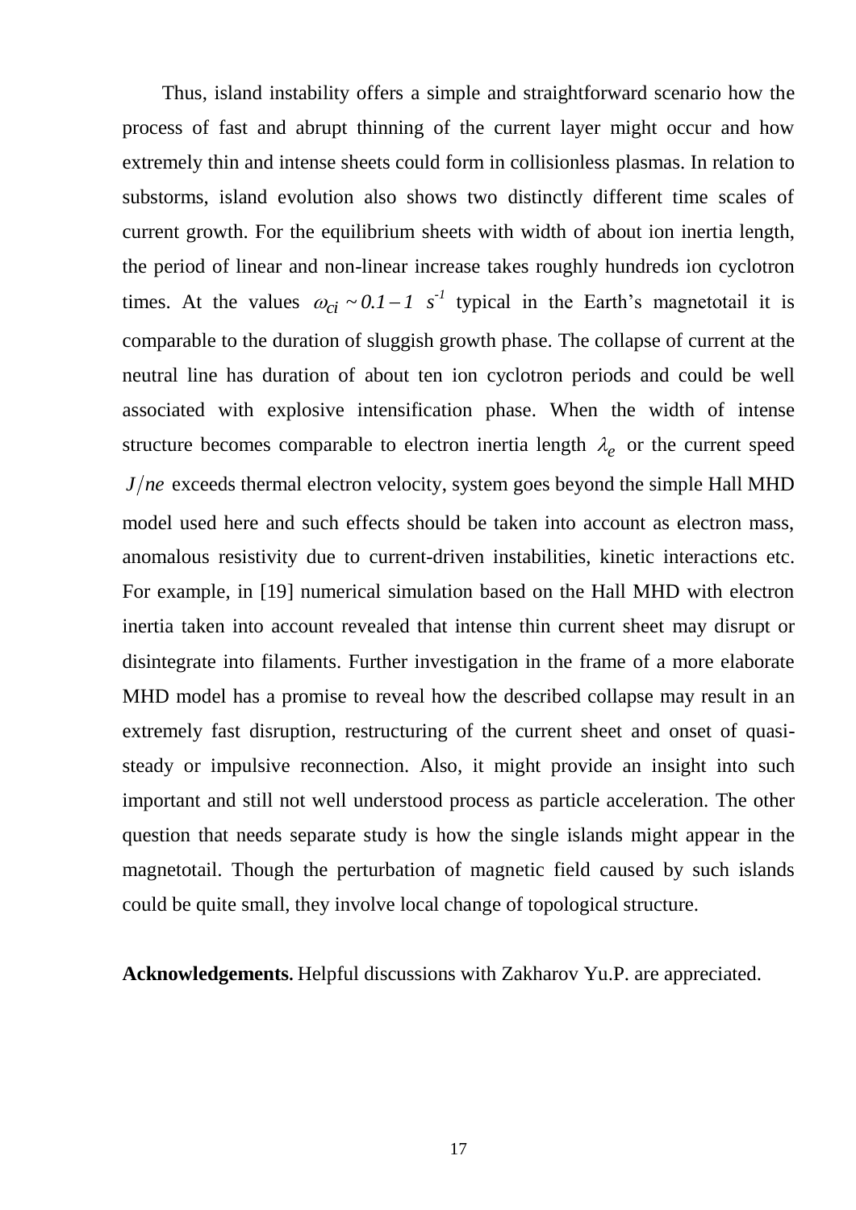Thus, island instability offers a simple and straightforward scenario how the process of fast and abrupt thinning of the current layer might occur and how extremely thin and intense sheets could form in collisionless plasmas. In relation to substorms, island evolution also shows two distinctly different time scales of current growth. For the equilibrium sheets with width of about ion inertia length, the period of linear and non-linear increase takes roughly hundreds ion cyclotron times. At the values $\omega_{ci} \sim 0.1 - 1\ s^{-1}$ typical in the Earth's magnetotail it is comparable to the duration of sluggish growth phase. The collapse of current at the neutral line has duration of about ten ion cyclotron periods and could be well associated with explosive intensification phase. When the width of intense structure becomes comparable to electron inertia length $\lambda_e$ or the current speed $J/ne$ exceeds thermal electron velocity, system goes beyond the simple Hall MHD model used here and such effects should be taken into account as electron mass, anomalous resistivity due to current-driven instabilities, kinetic interactions etc. For example, in [19] numerical simulation based on the Hall MHD with electron inertia taken into account revealed that intense thin current sheet may disrupt or disintegrate into filaments. Further investigation in the frame of a more elaborate MHD model has a promise to reveal how the described collapse may result in an extremely fast disruption, restructuring of the current sheet and onset of quasi-steady or impulsive reconnection. Also, it might provide an insight into such important and still not well understood process as particle acceleration. The other question that needs separate study is how the single islands might appear in the magnetotail. Though the perturbation of magnetic field caused by such islands could be quite small, they involve local change of topological structure.

**Acknowledgements.** Helpful discussions with Zakharov Yu.P. are appreciated.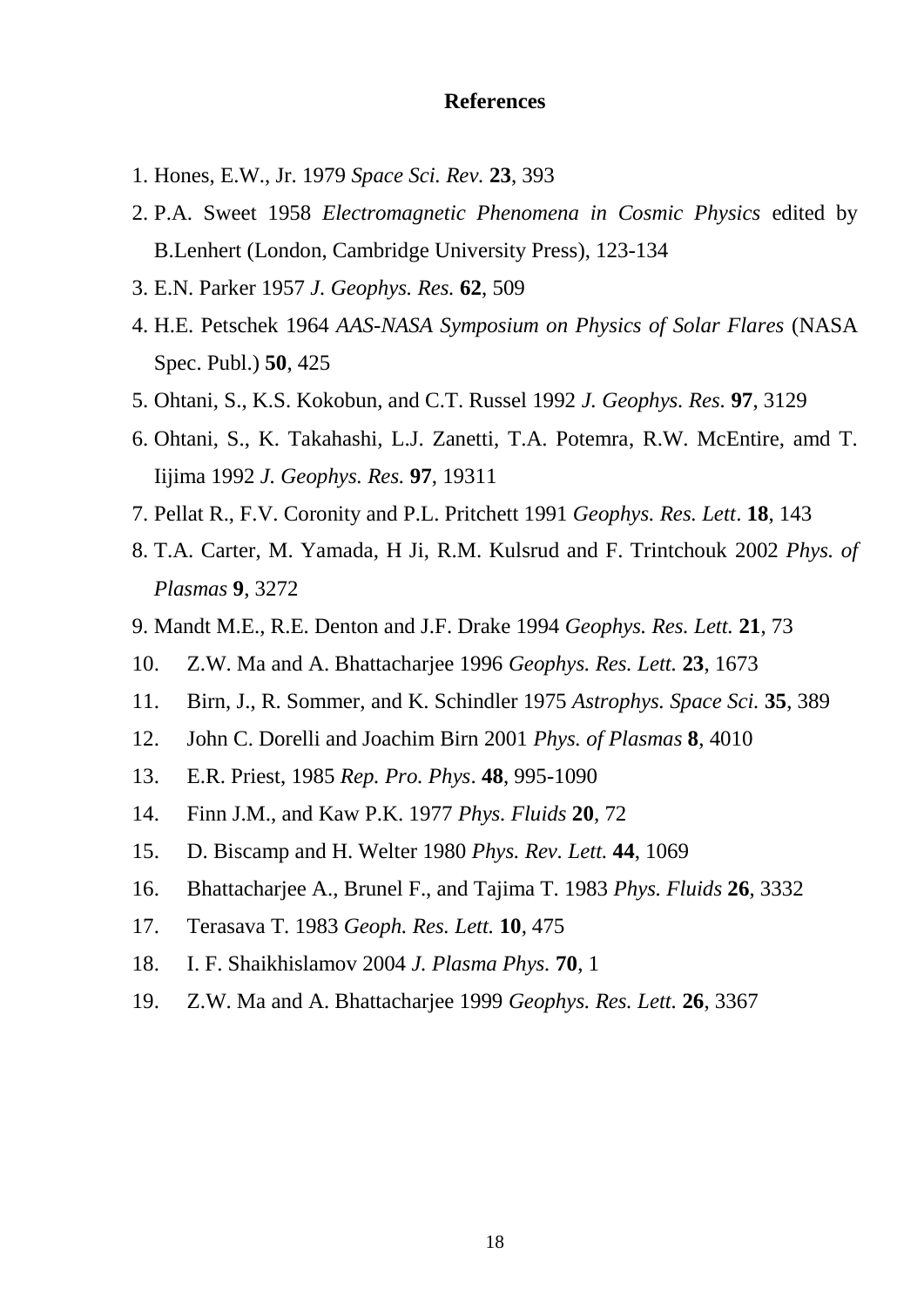**References**

1. Hones, E.W., Jr. 1979 *Space Sci. Rev.* **23**, 393
2. P.A. Sweet 1958 *Electromagnetic Phenomena in Cosmic Physics* edited by B.Lenhert (London, Cambridge University Press), 123-134
3. E.N. Parker 1957 *J. Geophys. Res.* **62**, 509
4. H.E. Petschek 1964 *AAS-NASA Symposium on Physics of Solar Flares* (NASA Spec. Publ.) **50**, 425
5. Ohtani, S., K.S. Kokobun, and C.T. Russel 1992 *J. Geophys. Res.* **97**, 3129
6. Ohtani, S., K. Takahashi, L.J. Zanetti, T.A. Potemra, R.W. McEntire, amd T. Iijima 1992 *J. Geophys. Res.* **97**, 19311
7. Pellat R., F.V. Coronity and P.L. Pritchett 1991 *Geophys. Res. Lett*. **18**, 143
8. T.A. Carter, M. Yamada, H Ji, R.M. Kulsrud and F. Trintchouk 2002 *Phys. of Plasmas* **9**, 3272
9. Mandt M.E., R.E. Denton and J.F. Drake 1994 *Geophys. Res. Lett.* **21**, 73
10. Z.W. Ma and A. Bhattacharjee 1996 *Geophys. Res. Lett.* **23**, 1673
11. Birn, J., R. Sommer, and K. Schindler 1975 *Astrophys. Space Sci.* **35**, 389
12. John C. Dorelli and Joachim Birn 2001 *Phys. of Plasmas* **8**, 4010
13. E.R. Priest, 1985 *Rep. Pro. Phys*. **48**, 995-1090
14. Finn J.M., and Kaw P.K. 1977 *Phys. Fluids* **20**, 72
15. D. Biscamp and H. Welter 1980 *Phys. Rev. Lett.* **44**, 1069
16. Bhattacharjee A., Brunel F., and Tajima T. 1983 *Phys. Fluids* **26**, 3332
17. Terasava T. 1983 *Geoph. Res. Lett.* **10**, 475
18. I. F. Shaikhislamov 2004 *J. Plasma Phys.* **70**, 1
19. Z.W. Ma and A. Bhattacharjee 1999 *Geophys. Res. Lett.* **26**, 3367